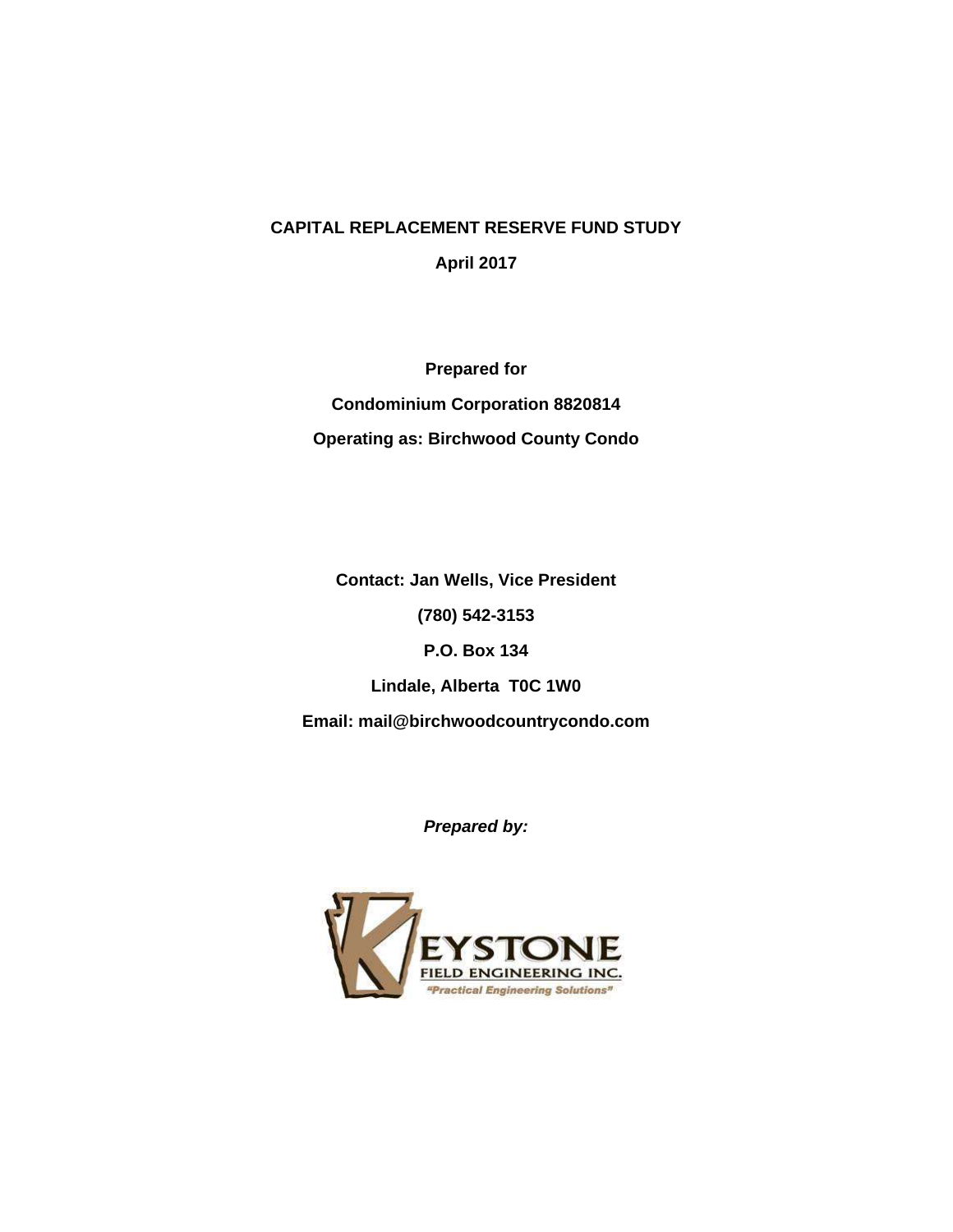# CAPITAL REPLACEMENT RESERVE FUND STUDY

**April 2017**

**Prepared for**

**Condominium Corporation 8820814**

**Operating as: Birchwood County Condo**

**Contact: Jan Wells, Vice President**

**(780) 542-3153**

**P.O. Box 134**

**Lindale, Alberta T0C 1W0**

**Email: mail@birchwoodcountrycondo.com**

***Prepared by:***

KEYSTONE FIELD ENGINEERING INC.

"Practical Engineering Solutions"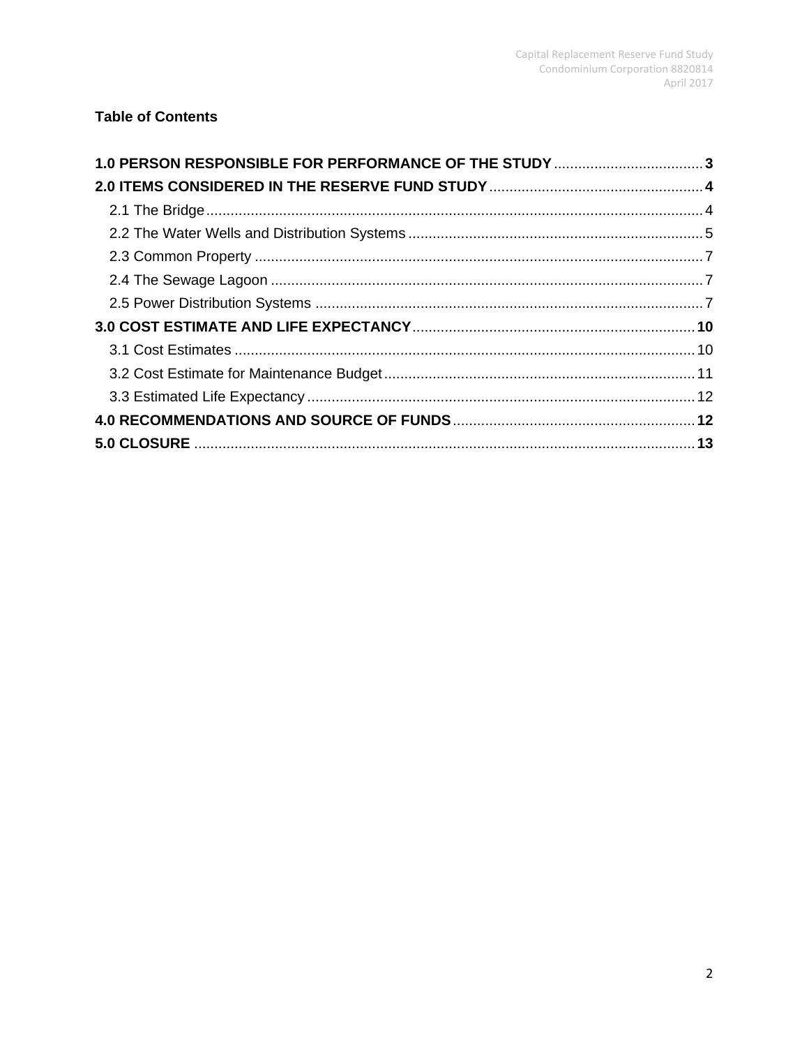**Table of Contents**

**1.0 PERSON RESPONSIBLE FOR PERFORMANCE OF THE STUDY** ..................................... **3**

**2.0 ITEMS CONSIDERED IN THE RESERVE FUND STUDY** ..................................... **4**

- 2.1 The Bridge ..................................... 4
- 2.2 The Water Wells and Distribution Systems ..................................... 5
- 2.3 Common Property ..................................... 7
- 2.4 The Sewage Lagoon ..................................... 7
- 2.5 Power Distribution Systems ..................................... 7

**3.0 COST ESTIMATE AND LIFE EXPECTANCY** ..................................... **10**

- 3.1 Cost Estimates ..................................... 10
- 3.2 Cost Estimate for Maintenance Budget ..................................... 11
- 3.3 Estimated Life Expectancy ..................................... 12

**4.0 RECOMMENDATIONS AND SOURCE OF FUNDS** ..................................... **12**

**5.0 CLOSURE** ..................................... **13**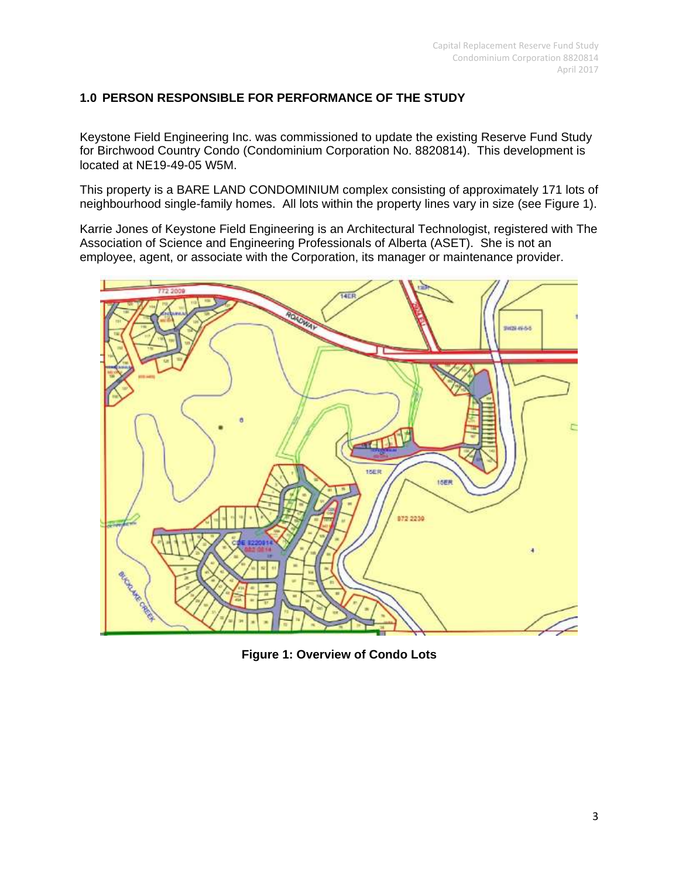## 1.0 PERSON RESPONSIBLE FOR PERFORMANCE OF THE STUDY

Keystone Field Engineering Inc. was commissioned to update the existing Reserve Fund Study for Birchwood Country Condo (Condominium Corporation No. 8820814). This development is located at NE19-49-05 W5M.

This property is a BARE LAND CONDOMINIUM complex consisting of approximately 171 lots of neighbourhood single-family homes. All lots within the property lines vary in size (see Figure 1).

Karrie Jones of Keystone Field Engineering is an Architectural Technologist, registered with The Association of Science and Engineering Professionals of Alberta (ASET). She is not an employee, agent, or associate with the Corporation, its manager or maintenance provider.

**Figure 1: Overview of Condo Lots**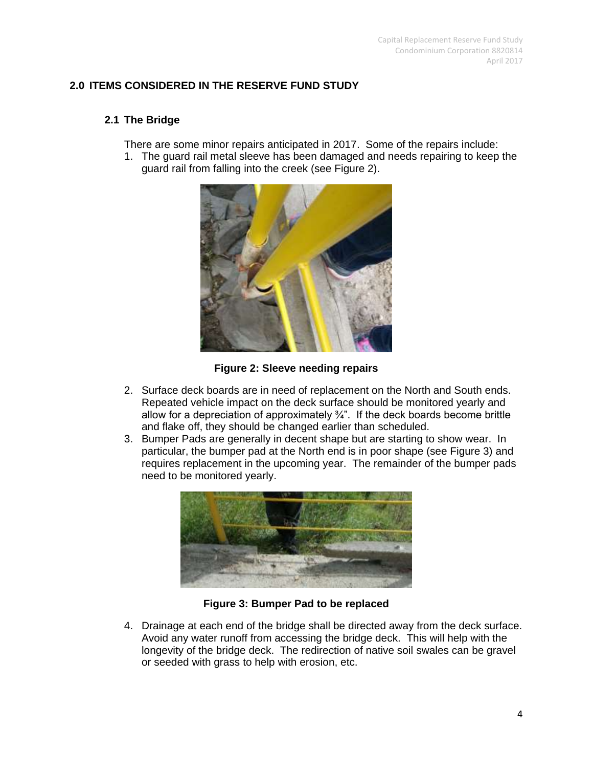## 2.0 ITEMS CONSIDERED IN THE RESERVE FUND STUDY

### 2.1 The Bridge

There are some minor repairs anticipated in 2017. Some of the repairs include:

1. The guard rail metal sleeve has been damaged and needs repairing to keep the guard rail from falling into the creek (see Figure 2).

**Figure 2: Sleeve needing repairs**

2. Surface deck boards are in need of replacement on the North and South ends. Repeated vehicle impact on the deck surface should be monitored yearly and allow for a depreciation of approximately ¾". If the deck boards become brittle and flake off, they should be changed earlier than scheduled.
3. Bumper Pads are generally in decent shape but are starting to show wear. In particular, the bumper pad at the North end is in poor shape (see Figure 3) and requires replacement in the upcoming year. The remainder of the bumper pads need to be monitored yearly.

**Figure 3: Bumper Pad to be replaced**

4. Drainage at each end of the bridge shall be directed away from the deck surface. Avoid any water runoff from accessing the bridge deck. This will help with the longevity of the bridge deck. The redirection of native soil swales can be gravel or seeded with grass to help with erosion, etc.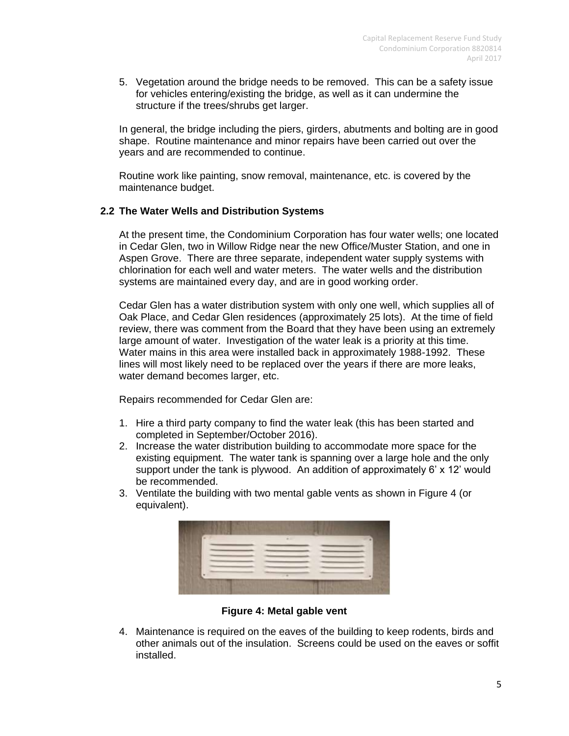5. Vegetation around the bridge needs to be removed. This can be a safety issue for vehicles entering/existing the bridge, as well as it can undermine the structure if the trees/shrubs get larger.

In general, the bridge including the piers, girders, abutments and bolting are in good shape. Routine maintenance and minor repairs have been carried out over the years and are recommended to continue.

Routine work like painting, snow removal, maintenance, etc. is covered by the maintenance budget.

## 2.2 The Water Wells and Distribution Systems

At the present time, the Condominium Corporation has four water wells; one located in Cedar Glen, two in Willow Ridge near the new Office/Muster Station, and one in Aspen Grove. There are three separate, independent water supply systems with chlorination for each well and water meters. The water wells and the distribution systems are maintained every day, and are in good working order.

Cedar Glen has a water distribution system with only one well, which supplies all of Oak Place, and Cedar Glen residences (approximately 25 lots). At the time of field review, there was comment from the Board that they have been using an extremely large amount of water. Investigation of the water leak is a priority at this time. Water mains in this area were installed back in approximately 1988-1992. These lines will most likely need to be replaced over the years if there are more leaks, water demand becomes larger, etc.

Repairs recommended for Cedar Glen are:

1. Hire a third party company to find the water leak (this has been started and completed in September/October 2016).
2. Increase the water distribution building to accommodate more space for the existing equipment. The water tank is spanning over a large hole and the only support under the tank is plywood. An addition of approximately 6' x 12' would be recommended.
3. Ventilate the building with two mental gable vents as shown in Figure 4 (or equivalent).

**Figure 4: Metal gable vent**

4. Maintenance is required on the eaves of the building to keep rodents, birds and other animals out of the insulation. Screens could be used on the eaves or soffit installed.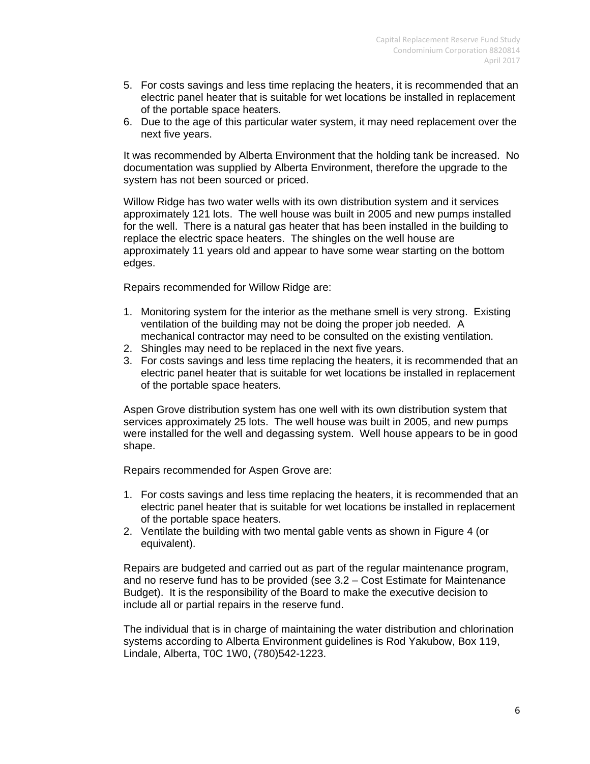5. For costs savings and less time replacing the heaters, it is recommended that an electric panel heater that is suitable for wet locations be installed in replacement of the portable space heaters.
6. Due to the age of this particular water system, it may need replacement over the next five years.

It was recommended by Alberta Environment that the holding tank be increased. No documentation was supplied by Alberta Environment, therefore the upgrade to the system has not been sourced or priced.

Willow Ridge has two water wells with its own distribution system and it services approximately 121 lots. The well house was built in 2005 and new pumps installed for the well. There is a natural gas heater that has been installed in the building to replace the electric space heaters. The shingles on the well house are approximately 11 years old and appear to have some wear starting on the bottom edges.

Repairs recommended for Willow Ridge are:

1. Monitoring system for the interior as the methane smell is very strong. Existing ventilation of the building may not be doing the proper job needed. A mechanical contractor may need to be consulted on the existing ventilation.
2. Shingles may need to be replaced in the next five years.
3. For costs savings and less time replacing the heaters, it is recommended that an electric panel heater that is suitable for wet locations be installed in replacement of the portable space heaters.

Aspen Grove distribution system has one well with its own distribution system that services approximately 25 lots. The well house was built in 2005, and new pumps were installed for the well and degassing system. Well house appears to be in good shape.

Repairs recommended for Aspen Grove are:

1. For costs savings and less time replacing the heaters, it is recommended that an electric panel heater that is suitable for wet locations be installed in replacement of the portable space heaters.
2. Ventilate the building with two mental gable vents as shown in Figure 4 (or equivalent).

Repairs are budgeted and carried out as part of the regular maintenance program, and no reserve fund has to be provided (see 3.2 – Cost Estimate for Maintenance Budget). It is the responsibility of the Board to make the executive decision to include all or partial repairs in the reserve fund.

The individual that is in charge of maintaining the water distribution and chlorination systems according to Alberta Environment guidelines is Rod Yakubow, Box 119, Lindale, Alberta, T0C 1W0, (780)542-1223.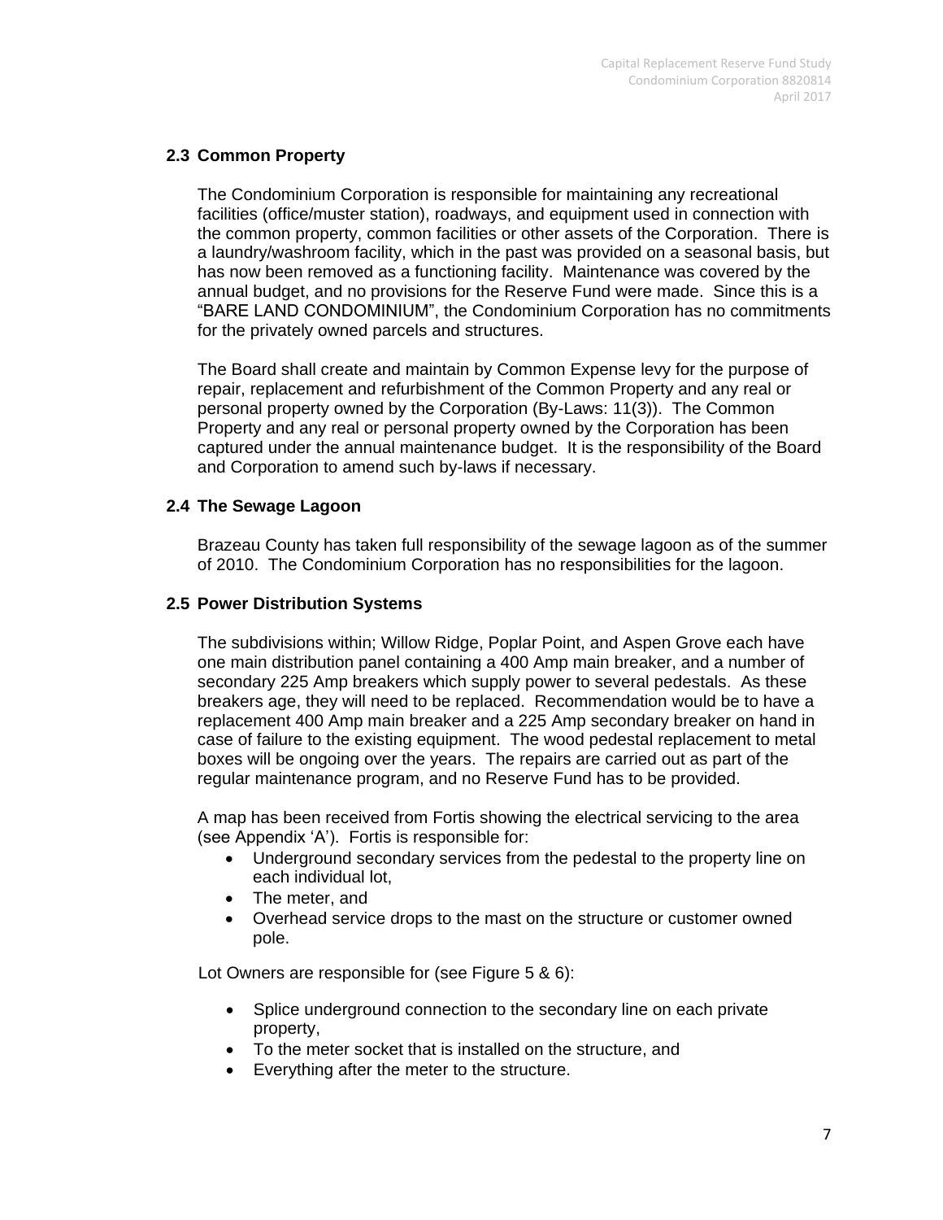## 2.3 Common Property

The Condominium Corporation is responsible for maintaining any recreational facilities (office/muster station), roadways, and equipment used in connection with the common property, common facilities or other assets of the Corporation. There is a laundry/washroom facility, which in the past was provided on a seasonal basis, but has now been removed as a functioning facility. Maintenance was covered by the annual budget, and no provisions for the Reserve Fund were made. Since this is a "BARE LAND CONDOMINIUM", the Condominium Corporation has no commitments for the privately owned parcels and structures.

The Board shall create and maintain by Common Expense levy for the purpose of repair, replacement and refurbishment of the Common Property and any real or personal property owned by the Corporation (By-Laws: 11(3)). The Common Property and any real or personal property owned by the Corporation has been captured under the annual maintenance budget. It is the responsibility of the Board and Corporation to amend such by-laws if necessary.

## 2.4 The Sewage Lagoon

Brazeau County has taken full responsibility of the sewage lagoon as of the summer of 2010. The Condominium Corporation has no responsibilities for the lagoon.

## 2.5 Power Distribution Systems

The subdivisions within; Willow Ridge, Poplar Point, and Aspen Grove each have one main distribution panel containing a 400 Amp main breaker, and a number of secondary 225 Amp breakers which supply power to several pedestals. As these breakers age, they will need to be replaced. Recommendation would be to have a replacement 400 Amp main breaker and a 225 Amp secondary breaker on hand in case of failure to the existing equipment. The wood pedestal replacement to metal boxes will be ongoing over the years. The repairs are carried out as part of the regular maintenance program, and no Reserve Fund has to be provided.

A map has been received from Fortis showing the electrical servicing to the area (see Appendix 'A'). Fortis is responsible for:

- Underground secondary services from the pedestal to the property line on each individual lot,
- The meter, and
- Overhead service drops to the mast on the structure or customer owned pole.

Lot Owners are responsible for (see Figure 5 & 6):

- Splice underground connection to the secondary line on each private property,
- To the meter socket that is installed on the structure, and
- Everything after the meter to the structure.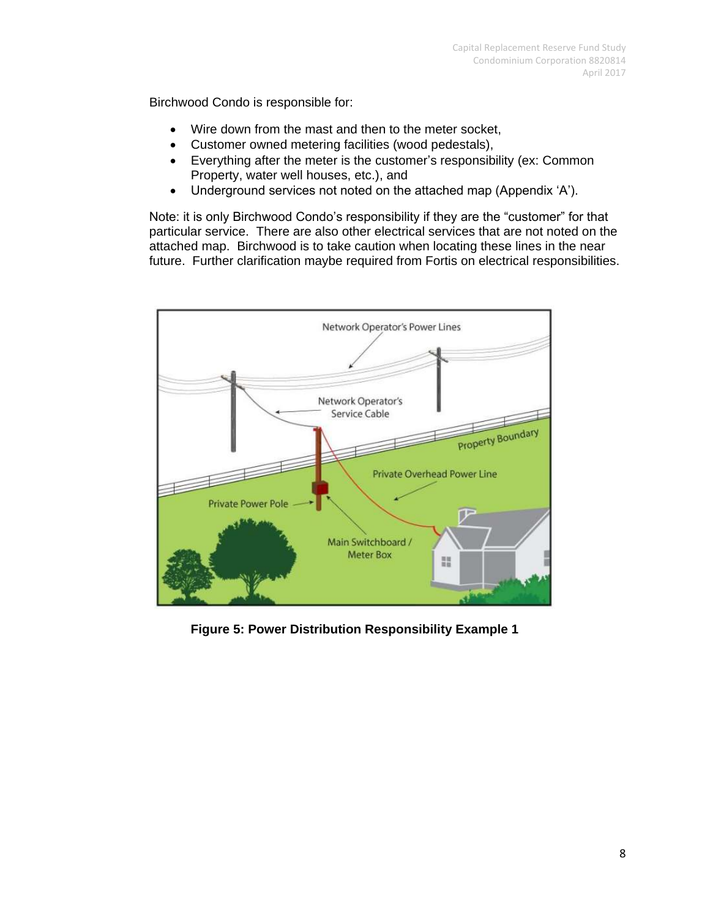Birchwood Condo is responsible for:

- Wire down from the mast and then to the meter socket,
- Customer owned metering facilities (wood pedestals),
- Everything after the meter is the customer's responsibility (ex: Common Property, water well houses, etc.), and
- Underground services not noted on the attached map (Appendix 'A').

Note: it is only Birchwood Condo's responsibility if they are the "customer" for that particular service. There are also other electrical services that are not noted on the attached map. Birchwood is to take caution when locating these lines in the near future. Further clarification maybe required from Fortis on electrical responsibilities.

**Figure 5: Power Distribution Responsibility Example 1**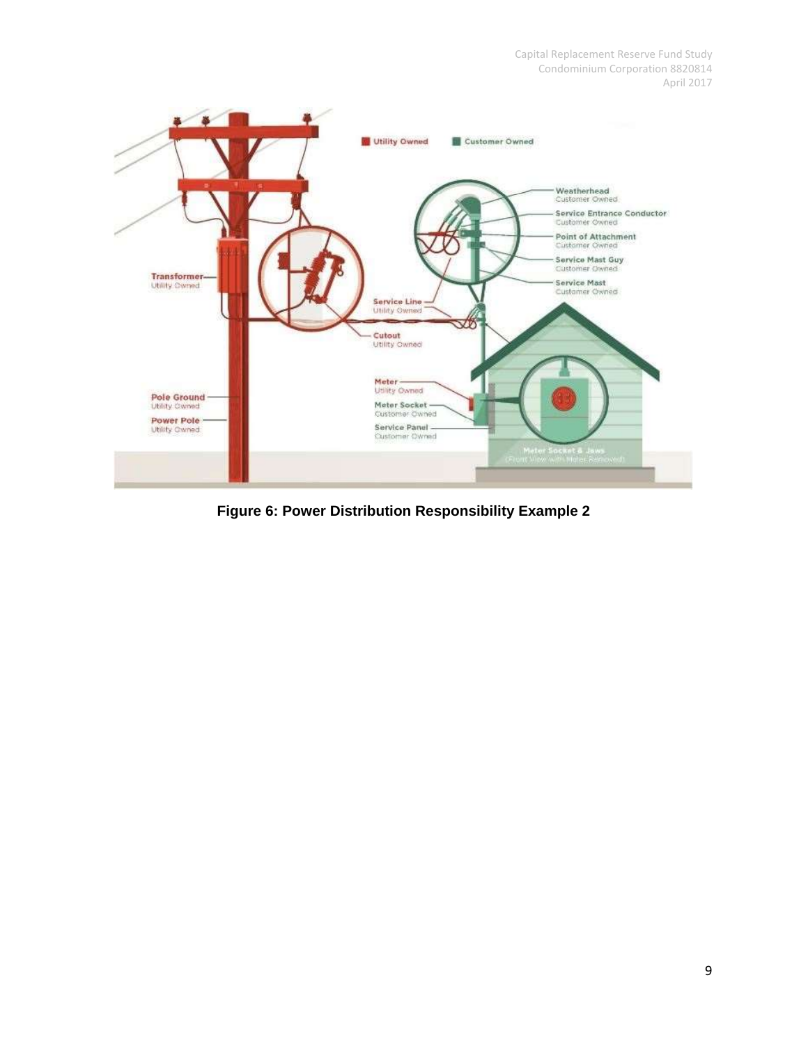**Figure 6: Power Distribution Responsibility Example 2**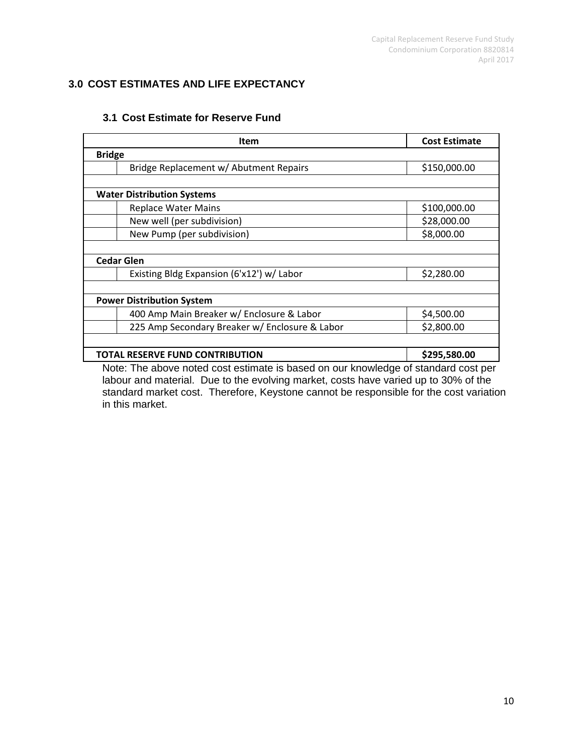## 3.0 COST ESTIMATES AND LIFE EXPECTANCY

### 3.1 Cost Estimate for Reserve Fund

| Item | | Cost Estimate |
|---|---|---|
| **Bridge** | | |
| | Bridge Replacement w/ Abutment Repairs | $150,000.00 |
| | | |
| **Water Distribution Systems** | | |
| | Replace Water Mains | $100,000.00 |
| | New well (per subdivision) | $28,000.00 |
| | New Pump (per subdivision) | $8,000.00 |
| | | |
| **Cedar Glen** | | |
| | Existing Bldg Expansion (6'x12') w/ Labor | $2,280.00 |
| | | |
| **Power Distribution System** | | |
| | 400 Amp Main Breaker w/ Enclosure & Labor | $4,500.00 |
| | 225 Amp Secondary Breaker w/ Enclosure & Labor | $2,800.00 |
| | | |
| **TOTAL RESERVE FUND CONTRIBUTION** | | **$295,580.00** |

Note: The above noted cost estimate is based on our knowledge of standard cost per labour and material. Due to the evolving market, costs have varied up to 30% of the standard market cost. Therefore, Keystone cannot be responsible for the cost variation in this market.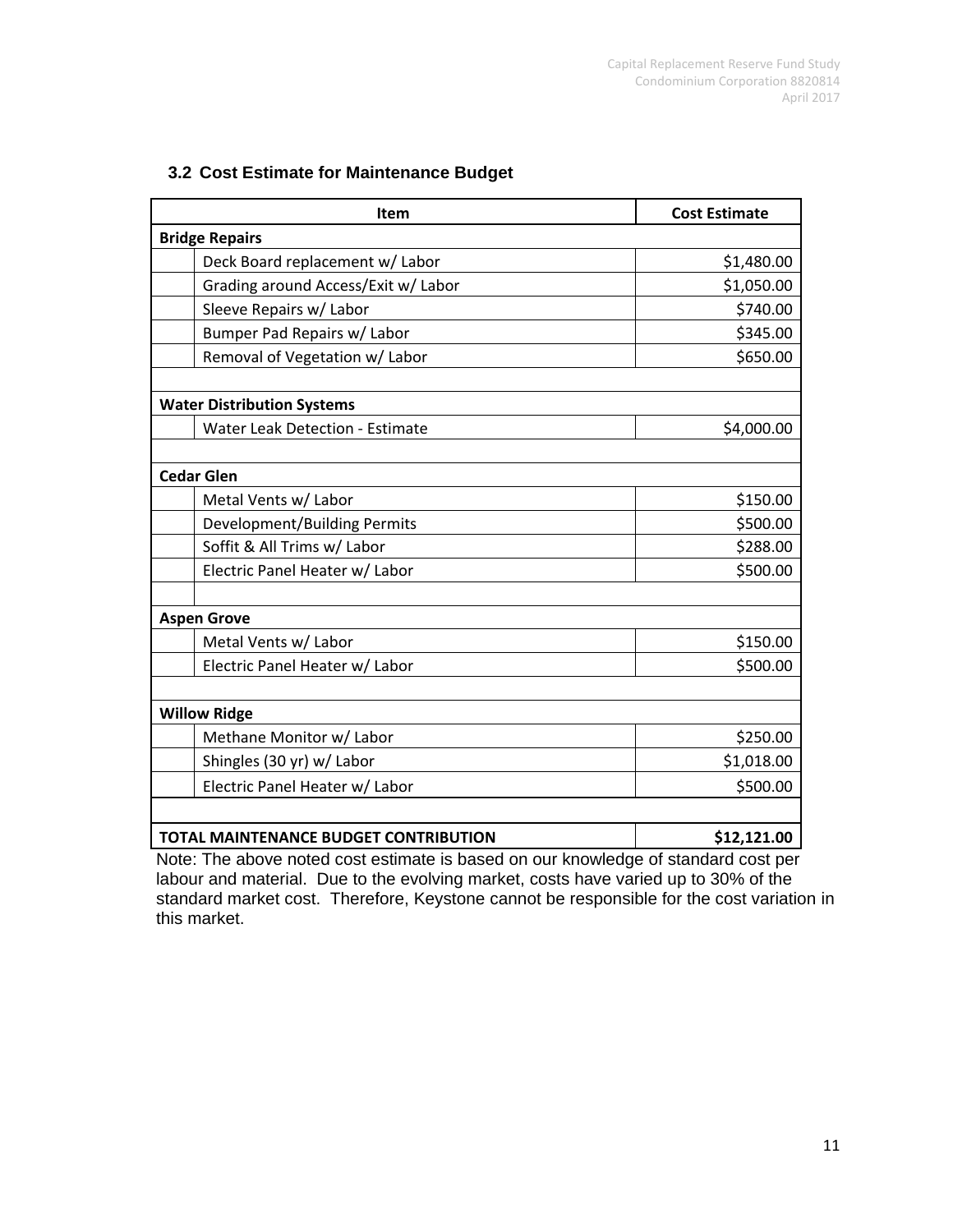### 3.2 Cost Estimate for Maintenance Budget

| Item | | Cost Estimate |
|---|---|---|
| **Bridge Repairs** | | |
| | Deck Board replacement w/ Labor | $1,480.00 |
| | Grading around Access/Exit w/ Labor | $1,050.00 |
| | Sleeve Repairs w/ Labor | $740.00 |
| | Bumper Pad Repairs w/ Labor | $345.00 |
| | Removal of Vegetation w/ Labor | $650.00 |
| | | |
| **Water Distribution Systems** | | |
| | Water Leak Detection - Estimate | $4,000.00 |
| | | |
| **Cedar Glen** | | |
| | Metal Vents w/ Labor | $150.00 |
| | Development/Building Permits | $500.00 |
| | Soffit & All Trims w/ Labor | $288.00 |
| | Electric Panel Heater w/ Labor | $500.00 |
| | | |
| **Aspen Grove** | | |
| | Metal Vents w/ Labor | $150.00 |
| | Electric Panel Heater w/ Labor | $500.00 |
| | | |
| **Willow Ridge** | | |
| | Methane Monitor w/ Labor | $250.00 |
| | Shingles (30 yr) w/ Labor | $1,018.00 |
| | Electric Panel Heater w/ Labor | $500.00 |
| | | |
| **TOTAL MAINTENANCE BUDGET CONTRIBUTION** | | **$12,121.00** |

Note: The above noted cost estimate is based on our knowledge of standard cost per labour and material. Due to the evolving market, costs have varied up to 30% of the standard market cost. Therefore, Keystone cannot be responsible for the cost variation in this market.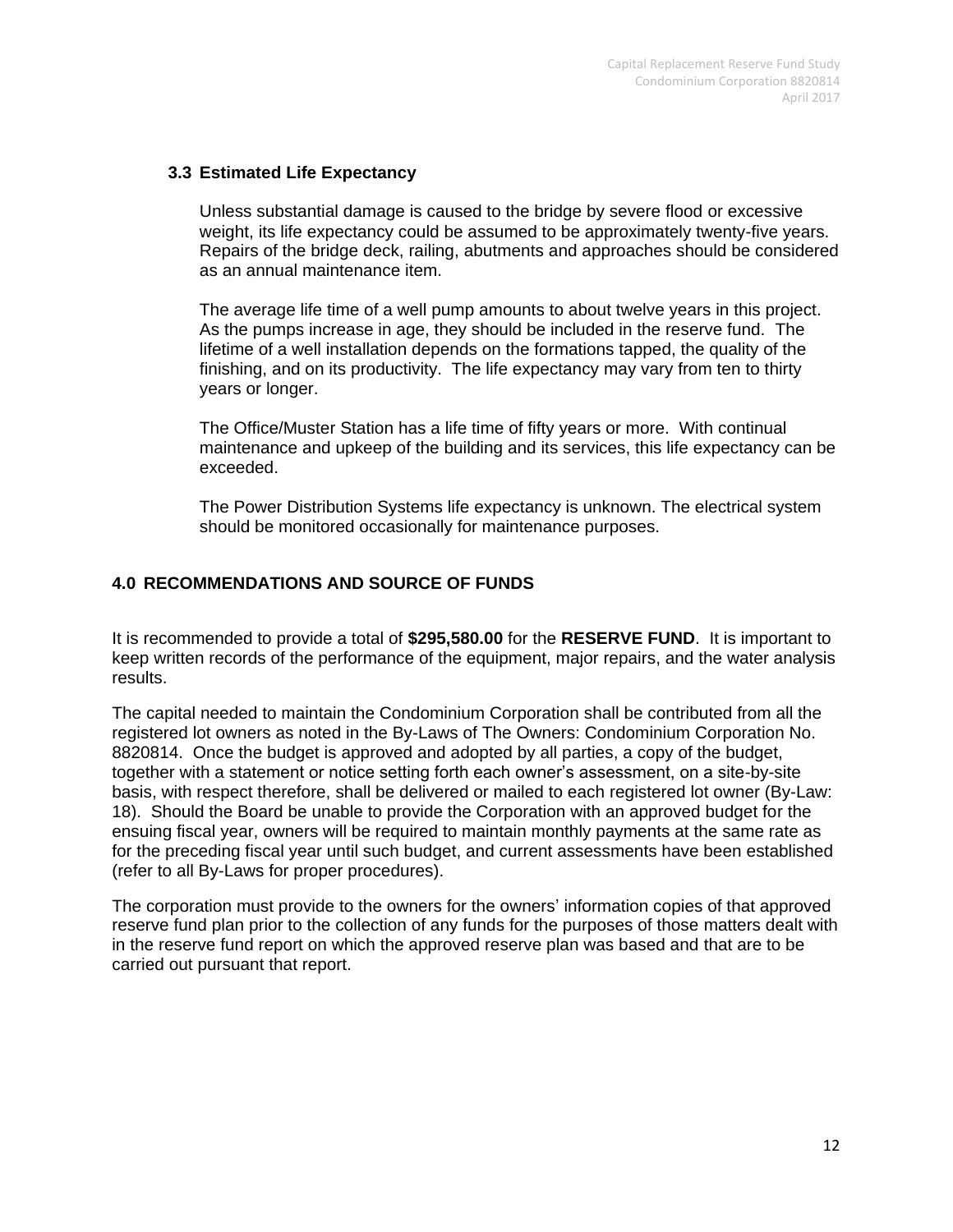### 3.3 Estimated Life Expectancy

Unless substantial damage is caused to the bridge by severe flood or excessive weight, its life expectancy could be assumed to be approximately twenty-five years. Repairs of the bridge deck, railing, abutments and approaches should be considered as an annual maintenance item.

The average life time of a well pump amounts to about twelve years in this project. As the pumps increase in age, they should be included in the reserve fund. The lifetime of a well installation depends on the formations tapped, the quality of the finishing, and on its productivity. The life expectancy may vary from ten to thirty years or longer.

The Office/Muster Station has a life time of fifty years or more. With continual maintenance and upkeep of the building and its services, this life expectancy can be exceeded.

The Power Distribution Systems life expectancy is unknown. The electrical system should be monitored occasionally for maintenance purposes.

## 4.0 RECOMMENDATIONS AND SOURCE OF FUNDS

It is recommended to provide a total of **$295,580.00** for the **RESERVE FUND**. It is important to keep written records of the performance of the equipment, major repairs, and the water analysis results.

The capital needed to maintain the Condominium Corporation shall be contributed from all the registered lot owners as noted in the By-Laws of The Owners: Condominium Corporation No. 8820814. Once the budget is approved and adopted by all parties, a copy of the budget, together with a statement or notice setting forth each owner's assessment, on a site-by-site basis, with respect therefore, shall be delivered or mailed to each registered lot owner (By-Law: 18). Should the Board be unable to provide the Corporation with an approved budget for the ensuing fiscal year, owners will be required to maintain monthly payments at the same rate as for the preceding fiscal year until such budget, and current assessments have been established (refer to all By-Laws for proper procedures).

The corporation must provide to the owners for the owners' information copies of that approved reserve fund plan prior to the collection of any funds for the purposes of those matters dealt with in the reserve fund report on which the approved reserve plan was based and that are to be carried out pursuant that report.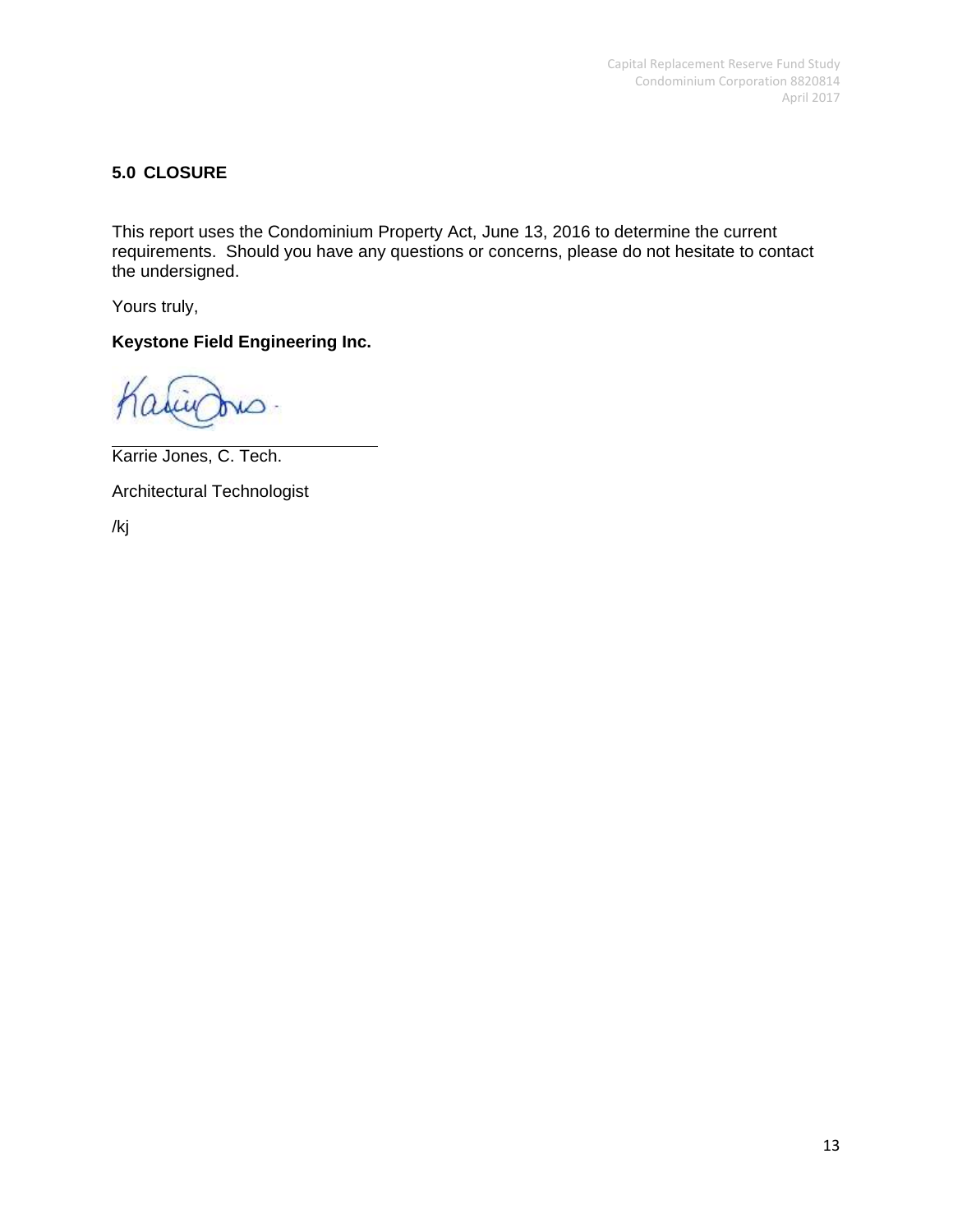## 5.0 CLOSURE

This report uses the Condominium Property Act, June 13, 2016 to determine the current requirements. Should you have any questions or concerns, please do not hesitate to contact the undersigned.

Yours truly,

**Keystone Field Engineering Inc.**

Karrie Jones, C. Tech.

Architectural Technologist

/kj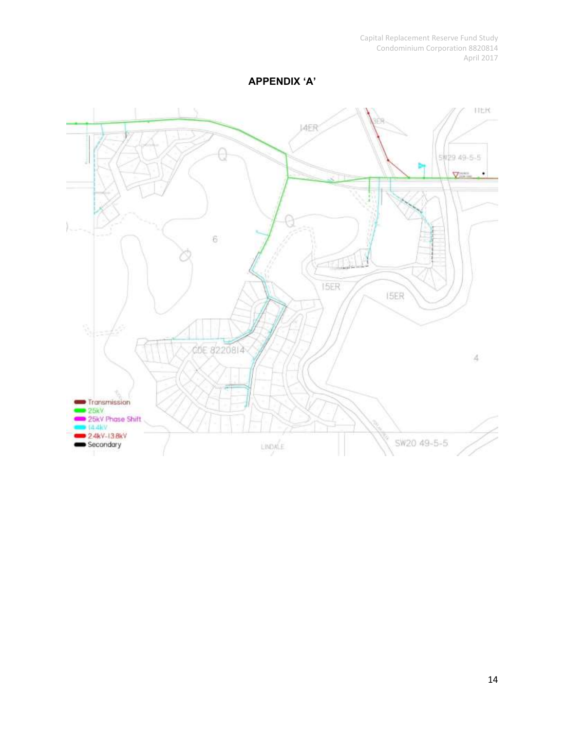## APPENDIX 'A'

14ER

3ER

11ER

SW29 49-5-5

6

15ER

15ER

CDE 8220814

4

LINDALE

SW20 49-5-5

Transmission

25kV

25kV Phase Shift

14.4kV

2.4kV-13.8kV

Secondary